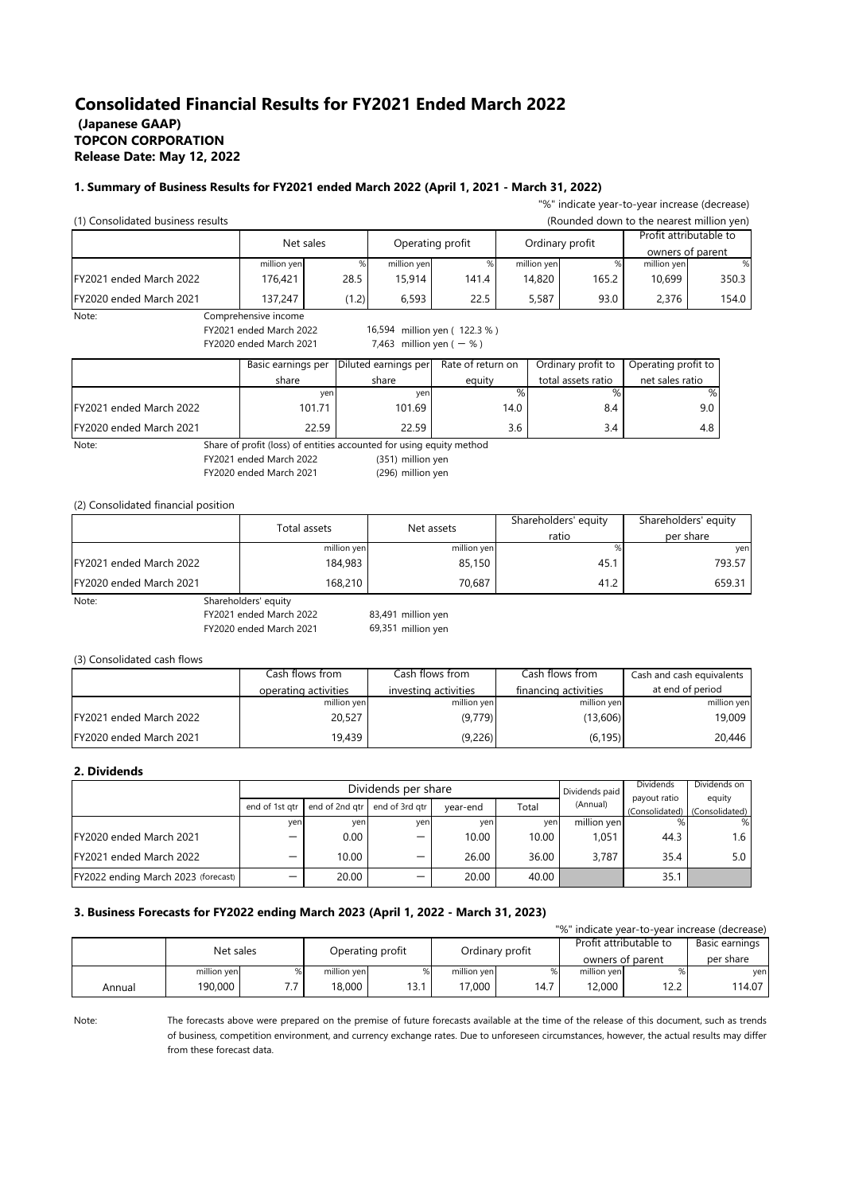# Consolidated Financial Results for FY2021 Ended March 2022

**(Japanese GAAP)**
**TOPCON CORPORATION**
**Release Date: May 12, 2022**

### 1. Summary of Business Results for FY2021 ended March 2022 (April 1, 2021 - March 31, 2022)

"%" indicate year-to-year increase (decrease)

(1) Consolidated business results

(Rounded down to the nearest million yen)

| | Net sales | | Operating profit | | Ordinary profit | | Profit attributable to owners of parent | |
|---|---|---|---|---|---|---|---|---|
| | million yen | % | million yen | % | million yen | % | million yen | % |
| FY2021 ended March 2022 | 176,421 | 28.5 | 15,914 | 141.4 | 14,820 | 165.2 | 10,699 | 350.3 |
| FY2020 ended March 2021 | 137,247 | (1.2) | 6,593 | 22.5 | 5,587 | 93.0 | 2,376 | 154.0 |

Note: Comprehensive income
FY2021 ended March 2022 16,594 million yen ( 122.3 % )
FY2020 ended March 2021 7,463 million yen ( － % )

| | Basic earnings per share | Diluted earnings per share | Rate of return on equity | Ordinary profit to total assets ratio | Operating profit to net sales ratio |
|---|---|---|---|---|---|
| | yen | yen | % | % | % |
| FY2021 ended March 2022 | 101.71 | 101.69 | 14.0 | 8.4 | 9.0 |
| FY2020 ended March 2021 | 22.59 | 22.59 | 3.6 | 3.4 | 4.8 |

Note: Share of profit (loss) of entities accounted for using equity method
FY2021 ended March 2022 (351) million yen
FY2020 ended March 2021 (296) million yen

(2) Consolidated financial position

| | Total assets | Net assets | Shareholders' equity ratio | Shareholders' equity per share |
|---|---|---|---|---|
| | million yen | million yen | % | yen |
| FY2021 ended March 2022 | 184,983 | 85,150 | 45.1 | 793.57 |
| FY2020 ended March 2021 | 168,210 | 70,687 | 41.2 | 659.31 |

Note: Shareholders' equity
FY2021 ended March 2022 83,491 million yen
FY2020 ended March 2021 69,351 million yen

(3) Consolidated cash flows

| | Cash flows from operating activities | Cash flows from investing activities | Cash flows from financing activities | Cash and cash equivalents at end of period |
|---|---|---|---|---|
| | million yen | million yen | million yen | million yen |
| FY2021 ended March 2022 | 20,527 | (9,779) | (13,606) | 19,009 |
| FY2020 ended March 2021 | 19,439 | (9,226) | (6,195) | 20,446 |

### 2. Dividends

| | Dividends per share | | | | | Dividends paid (Annual) | Dividends payout ratio (Consolidated) | Dividends on equity (Consolidated) |
|---|---|---|---|---|---|---|---|---|
| | end of 1st qtr | end of 2nd qtr | end of 3rd qtr | year-end | Total | | | |
| | yen | yen | yen | yen | yen | million yen | % | % |
| FY2020 ended March 2021 | － | 0.00 | － | 10.00 | 10.00 | 1,051 | 44.3 | 1.6 |
| FY2021 ended March 2022 | － | 10.00 | － | 26.00 | 36.00 | 3,787 | 35.4 | 5.0 |
| FY2022 ending March 2023 (forecast) | － | 20.00 | － | 20.00 | 40.00 | | 35.1 | |

### 3. Business Forecasts for FY2022 ending March 2023 (April 1, 2022 - March 31, 2023)

"%" indicate year-to-year increase (decrease)

| | Net sales | | Operating profit | | Ordinary profit | | Profit attributable to owners of parent | | Basic earnings per share |
|---|---|---|---|---|---|---|---|---|---|
| | million yen | % | million yen | % | million yen | % | million yen | % | yen |
| Annual | 190,000 | 7.7 | 18,000 | 13.1 | 17,000 | 14.7 | 12,000 | 12.2 | 114.07 |

Note: The forecasts above were prepared on the premise of future forecasts available at the time of the release of this document, such as trends of business, competition environment, and currency exchange rates. Due to unforeseen circumstances, however, the actual results may differ from these forecast data.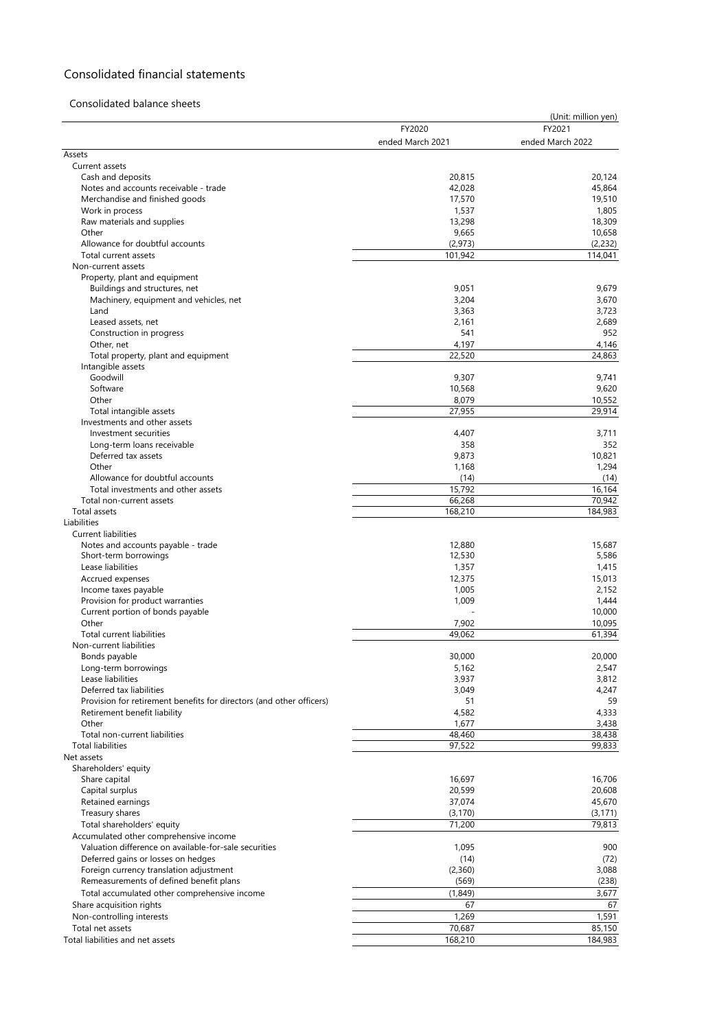# Consolidated financial statements

## Consolidated balance sheets

(Unit: million yen)

| | FY2020 ended March 2021 | FY2021 ended March 2022 |
|---|---|---|
| Assets | | |
| Current assets | | |
| Cash and deposits | 20,815 | 20,124 |
| Notes and accounts receivable - trade | 42,028 | 45,864 |
| Merchandise and finished goods | 17,570 | 19,510 |
| Work in process | 1,537 | 1,805 |
| Raw materials and supplies | 13,298 | 18,309 |
| Other | 9,665 | 10,658 |
| Allowance for doubtful accounts | (2,973) | (2,232) |
| Total current assets | 101,942 | 114,041 |
| Non-current assets | | |
| Property, plant and equipment | | |
| Buildings and structures, net | 9,051 | 9,679 |
| Machinery, equipment and vehicles, net | 3,204 | 3,670 |
| Land | 3,363 | 3,723 |
| Leased assets, net | 2,161 | 2,689 |
| Construction in progress | 541 | 952 |
| Other, net | 4,197 | 4,146 |
| Total property, plant and equipment | 22,520 | 24,863 |
| Intangible assets | | |
| Goodwill | 9,307 | 9,741 |
| Software | 10,568 | 9,620 |
| Other | 8,079 | 10,552 |
| Total intangible assets | 27,955 | 29,914 |
| Investments and other assets | | |
| Investment securities | 4,407 | 3,711 |
| Long-term loans receivable | 358 | 352 |
| Deferred tax assets | 9,873 | 10,821 |
| Other | 1,168 | 1,294 |
| Allowance for doubtful accounts | (14) | (14) |
| Total investments and other assets | 15,792 | 16,164 |
| Total non-current assets | 66,268 | 70,942 |
| Total assets | 168,210 | 184,983 |
| Liabilities | | |
| Current liabilities | | |
| Notes and accounts payable - trade | 12,880 | 15,687 |
| Short-term borrowings | 12,530 | 5,586 |
| Lease liabilities | 1,357 | 1,415 |
| Accrued expenses | 12,375 | 15,013 |
| Income taxes payable | 1,005 | 2,152 |
| Provision for product warranties | 1,009 | 1,444 |
| Current portion of bonds payable | - | 10,000 |
| Other | 7,902 | 10,095 |
| Total current liabilities | 49,062 | 61,394 |
| Non-current liabilities | | |
| Bonds payable | 30,000 | 20,000 |
| Long-term borrowings | 5,162 | 2,547 |
| Lease liabilities | 3,937 | 3,812 |
| Deferred tax liabilities | 3,049 | 4,247 |
| Provision for retirement benefits for directors (and other officers) | 51 | 59 |
| Retirement benefit liability | 4,582 | 4,333 |
| Other | 1,677 | 3,438 |
| Total non-current liabilities | 48,460 | 38,438 |
| Total liabilities | 97,522 | 99,833 |
| Net assets | | |
| Shareholders' equity | | |
| Share capital | 16,697 | 16,706 |
| Capital surplus | 20,599 | 20,608 |
| Retained earnings | 37,074 | 45,670 |
| Treasury shares | (3,170) | (3,171) |
| Total shareholders' equity | 71,200 | 79,813 |
| Accumulated other comprehensive income | | |
| Valuation difference on available-for-sale securities | 1,095 | 900 |
| Deferred gains or losses on hedges | (14) | (72) |
| Foreign currency translation adjustment | (2,360) | 3,088 |
| Remeasurements of defined benefit plans | (569) | (238) |
| Total accumulated other comprehensive income | (1,849) | 3,677 |
| Share acquisition rights | 67 | 67 |
| Non-controlling interests | 1,269 | 1,591 |
| Total net assets | 70,687 | 85,150 |
| Total liabilities and net assets | 168,210 | 184,983 |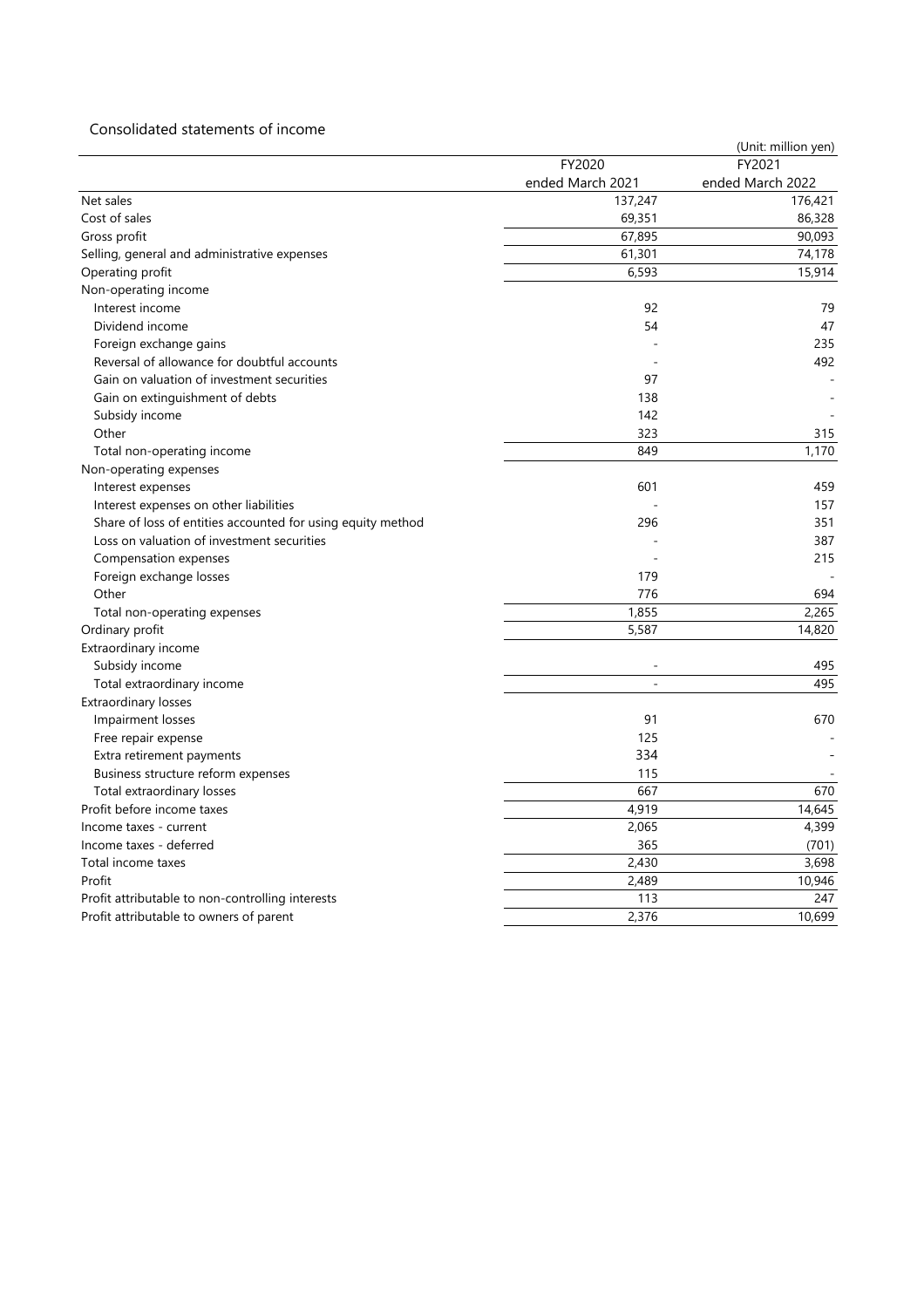## Consolidated statements of income

(Unit: million yen)

| | FY2020 ended March 2021 | FY2021 ended March 2022 |
|---|---|---|
| Net sales | 137,247 | 176,421 |
| Cost of sales | 69,351 | 86,328 |
| Gross profit | 67,895 | 90,093 |
| Selling, general and administrative expenses | 61,301 | 74,178 |
| Operating profit | 6,593 | 15,914 |
| Non-operating income | | |
| Interest income | 92 | 79 |
| Dividend income | 54 | 47 |
| Foreign exchange gains | - | 235 |
| Reversal of allowance for doubtful accounts | - | 492 |
| Gain on valuation of investment securities | 97 | - |
| Gain on extinguishment of debts | 138 | - |
| Subsidy income | 142 | - |
| Other | 323 | 315 |
| Total non-operating income | 849 | 1,170 |
| Non-operating expenses | | |
| Interest expenses | 601 | 459 |
| Interest expenses on other liabilities | - | 157 |
| Share of loss of entities accounted for using equity method | 296 | 351 |
| Loss on valuation of investment securities | - | 387 |
| Compensation expenses | - | 215 |
| Foreign exchange losses | 179 | - |
| Other | 776 | 694 |
| Total non-operating expenses | 1,855 | 2,265 |
| Ordinary profit | 5,587 | 14,820 |
| Extraordinary income | | |
| Subsidy income | - | 495 |
| Total extraordinary income | - | 495 |
| Extraordinary losses | | |
| Impairment losses | 91 | 670 |
| Free repair expense | 125 | - |
| Extra retirement payments | 334 | - |
| Business structure reform expenses | 115 | - |
| Total extraordinary losses | 667 | 670 |
| Profit before income taxes | 4,919 | 14,645 |
| Income taxes - current | 2,065 | 4,399 |
| Income taxes - deferred | 365 | (701) |
| Total income taxes | 2,430 | 3,698 |
| Profit | 2,489 | 10,946 |
| Profit attributable to non-controlling interests | 113 | 247 |
| Profit attributable to owners of parent | 2,376 | 10,699 |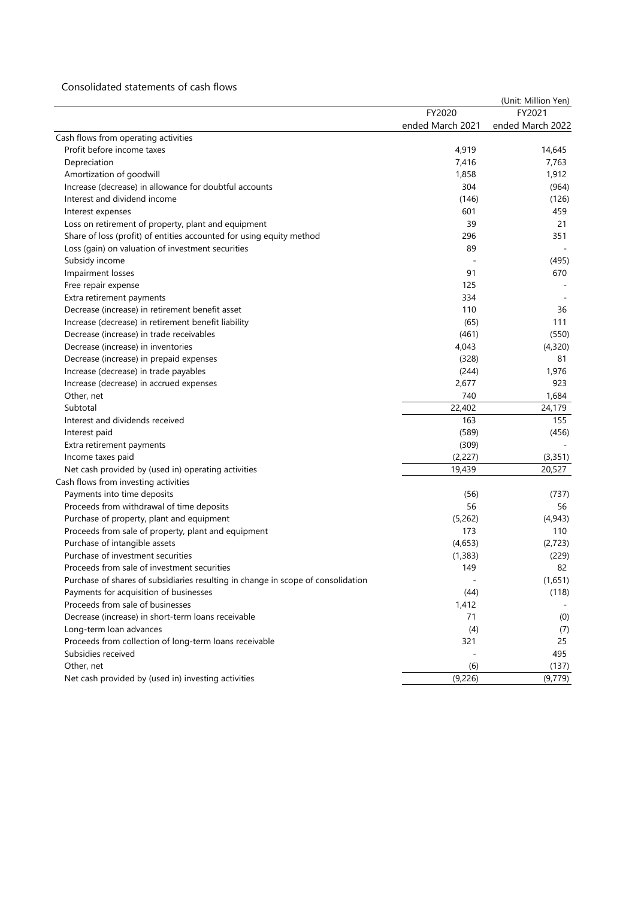Consolidated statements of cash flows

(Unit: Million Yen)

| | FY2020 ended March 2021 | FY2021 ended March 2022 |
|---|---|---|
| Cash flows from operating activities | | |
| Profit before income taxes | 4,919 | 14,645 |
| Depreciation | 7,416 | 7,763 |
| Amortization of goodwill | 1,858 | 1,912 |
| Increase (decrease) in allowance for doubtful accounts | 304 | (964) |
| Interest and dividend income | (146) | (126) |
| Interest expenses | 601 | 459 |
| Loss on retirement of property, plant and equipment | 39 | 21 |
| Share of loss (profit) of entities accounted for using equity method | 296 | 351 |
| Loss (gain) on valuation of investment securities | 89 | - |
| Subsidy income | - | (495) |
| Impairment losses | 91 | 670 |
| Free repair expense | 125 | - |
| Extra retirement payments | 334 | - |
| Decrease (increase) in retirement benefit asset | 110 | 36 |
| Increase (decrease) in retirement benefit liability | (65) | 111 |
| Decrease (increase) in trade receivables | (461) | (550) |
| Decrease (increase) in inventories | 4,043 | (4,320) |
| Decrease (increase) in prepaid expenses | (328) | 81 |
| Increase (decrease) in trade payables | (244) | 1,976 |
| Increase (decrease) in accrued expenses | 2,677 | 923 |
| Other, net | 740 | 1,684 |
| Subtotal | 22,402 | 24,179 |
| Interest and dividends received | 163 | 155 |
| Interest paid | (589) | (456) |
| Extra retirement payments | (309) | - |
| Income taxes paid | (2,227) | (3,351) |
| Net cash provided by (used in) operating activities | 19,439 | 20,527 |
| Cash flows from investing activities | | |
| Payments into time deposits | (56) | (737) |
| Proceeds from withdrawal of time deposits | 56 | 56 |
| Purchase of property, plant and equipment | (5,262) | (4,943) |
| Proceeds from sale of property, plant and equipment | 173 | 110 |
| Purchase of intangible assets | (4,653) | (2,723) |
| Purchase of investment securities | (1,383) | (229) |
| Proceeds from sale of investment securities | 149 | 82 |
| Purchase of shares of subsidiaries resulting in change in scope of consolidation | - | (1,651) |
| Payments for acquisition of businesses | (44) | (118) |
| Proceeds from sale of businesses | 1,412 | - |
| Decrease (increase) in short-term loans receivable | 71 | (0) |
| Long-term loan advances | (4) | (7) |
| Proceeds from collection of long-term loans receivable | 321 | 25 |
| Subsidies received | - | 495 |
| Other, net | (6) | (137) |
| Net cash provided by (used in) investing activities | (9,226) | (9,779) |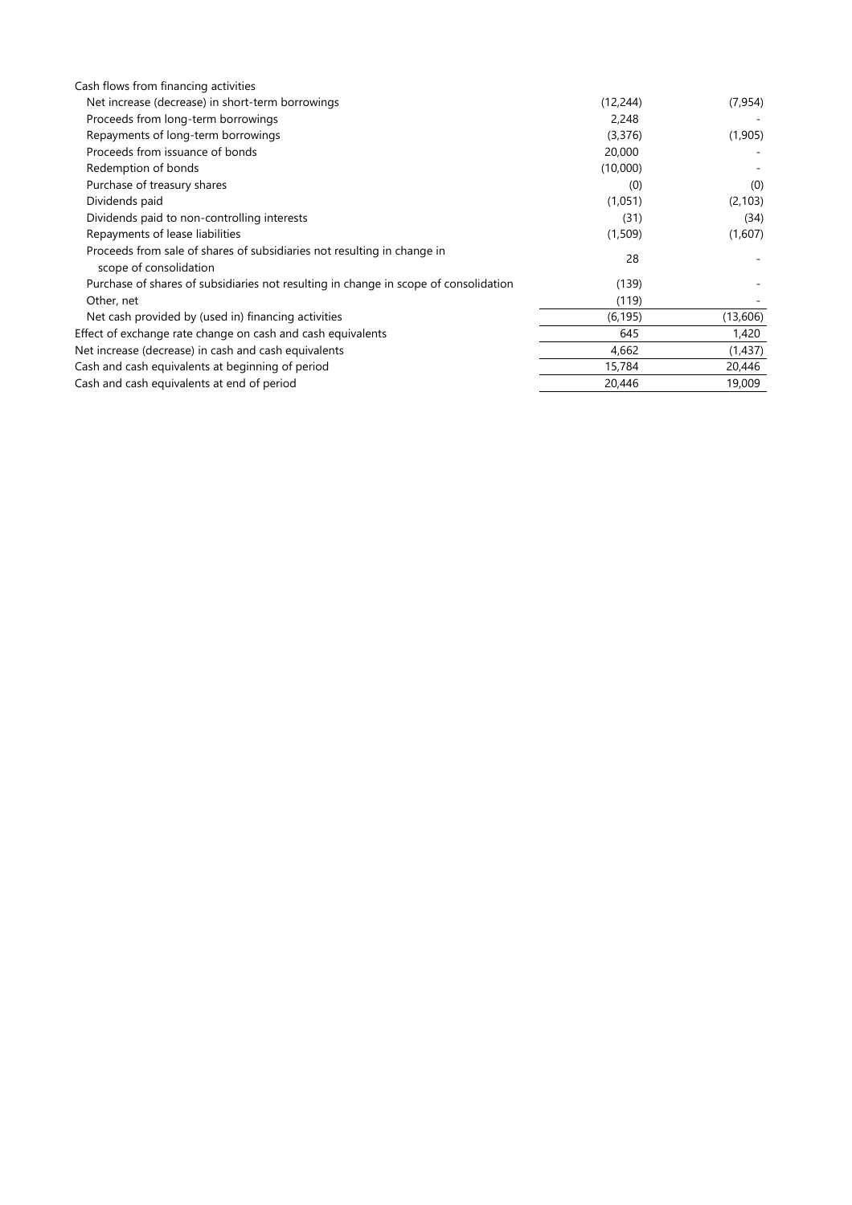| | | |
|---|---|---|
| Cash flows from financing activities | | |
| Net increase (decrease) in short-term borrowings | (12,244) | (7,954) |
| Proceeds from long-term borrowings | 2,248 | - |
| Repayments of long-term borrowings | (3,376) | (1,905) |
| Proceeds from issuance of bonds | 20,000 | - |
| Redemption of bonds | (10,000) | - |
| Purchase of treasury shares | (0) | (0) |
| Dividends paid | (1,051) | (2,103) |
| Dividends paid to non-controlling interests | (31) | (34) |
| Repayments of lease liabilities | (1,509) | (1,607) |
| Proceeds from sale of shares of subsidiaries not resulting in change in scope of consolidation | 28 | - |
| Purchase of shares of subsidiaries not resulting in change in scope of consolidation | (139) | - |
| Other, net | (119) | - |
| Net cash provided by (used in) financing activities | (6,195) | (13,606) |
| Effect of exchange rate change on cash and cash equivalents | 645 | 1,420 |
| Net increase (decrease) in cash and cash equivalents | 4,662 | (1,437) |
| Cash and cash equivalents at beginning of period | 15,784 | 20,446 |
| Cash and cash equivalents at end of period | 20,446 | 19,009 |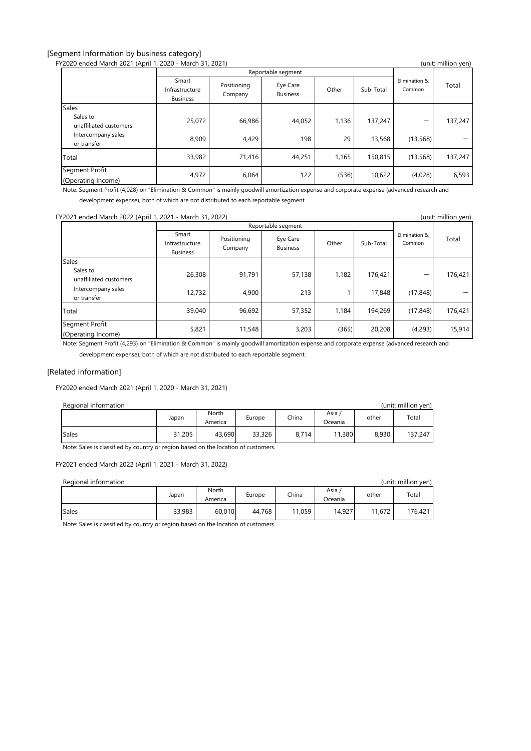## [Segment Information by business category]

FY2020 ended March 2021 (April 1, 2020 - March 31, 2021)

(unit: million yen)

| | Reportable segment | | | | | Elimination & Common | Total |
|---|---|---|---|---|---|---|---|
| | Smart Infrastructure Business | Positioning Company | Eye Care Business | Other | Sub-Total | | |
| Sales | | | | | | | |
| Sales to unaffiliated customers | 25,072 | 66,986 | 44,052 | 1,136 | 137,247 | ― | 137,247 |
| Intercompany sales or transfer | 8,909 | 4,429 | 198 | 29 | 13,568 | (13,568) | ― |
| Total | 33,982 | 71,416 | 44,251 | 1,165 | 150,815 | (13,568) | 137,247 |
| Segment Profit (Operating Income) | 4,972 | 6,064 | 122 | (536) | 10,622 | (4,028) | 6,593 |

Note: Segment Profit (4,028) on "Elimination & Common" is mainly goodwill amortization expense and corporate expense (advanced research and development expense), both of which are not distributed to each reportable segment.

FY2021 ended March 2022 (April 1, 2021 - March 31, 2022)

(unit: million yen)

| | Reportable segment | | | | | Elimination & Common | Total |
|---|---|---|---|---|---|---|---|
| | Smart Infrastructure Business | Positioning Company | Eye Care Business | Other | Sub-Total | | |
| Sales | | | | | | | |
| Sales to unaffiliated customers | 26,308 | 91,791 | 57,138 | 1,182 | 176,421 | ― | 176,421 |
| Intercompany sales or transfer | 12,732 | 4,900 | 213 | 1 | 17,848 | (17,848) | ― |
| Total | 39,040 | 96,692 | 57,352 | 1,184 | 194,269 | (17,848) | 176,421 |
| Segment Profit (Operating Income) | 5,821 | 11,548 | 3,203 | (365) | 20,208 | (4,293) | 15,914 |

Note: Segment Profit (4,293) on "Elimination & Common" is mainly goodwill amortization expense and corporate expense (advanced research and development expense), both of which are not distributed to each reportable segment.

## [Related information]

FY2020 ended March 2021 (April 1, 2020 - March 31, 2021)

Regional information (unit: million yen)

| | Japan | North America | Europe | China | Asia / Oceania | other | Total |
|---|---|---|---|---|---|---|---|
| Sales | 31,205 | 43,690 | 33,326 | 8,714 | 11,380 | 8,930 | 137,247 |

Note: Sales is classified by country or region based on the location of customers.

FY2021 ended March 2022 (April 1, 2021 - March 31, 2022)

Regional information (unit: million yen)

| | Japan | North America | Europe | China | Asia / Oceania | other | Total |
|---|---|---|---|---|---|---|---|
| Sales | 33,983 | 60,010 | 44,768 | 11,059 | 14,927 | 11,672 | 176,421 |

Note: Sales is classified by country or region based on the location of customers.